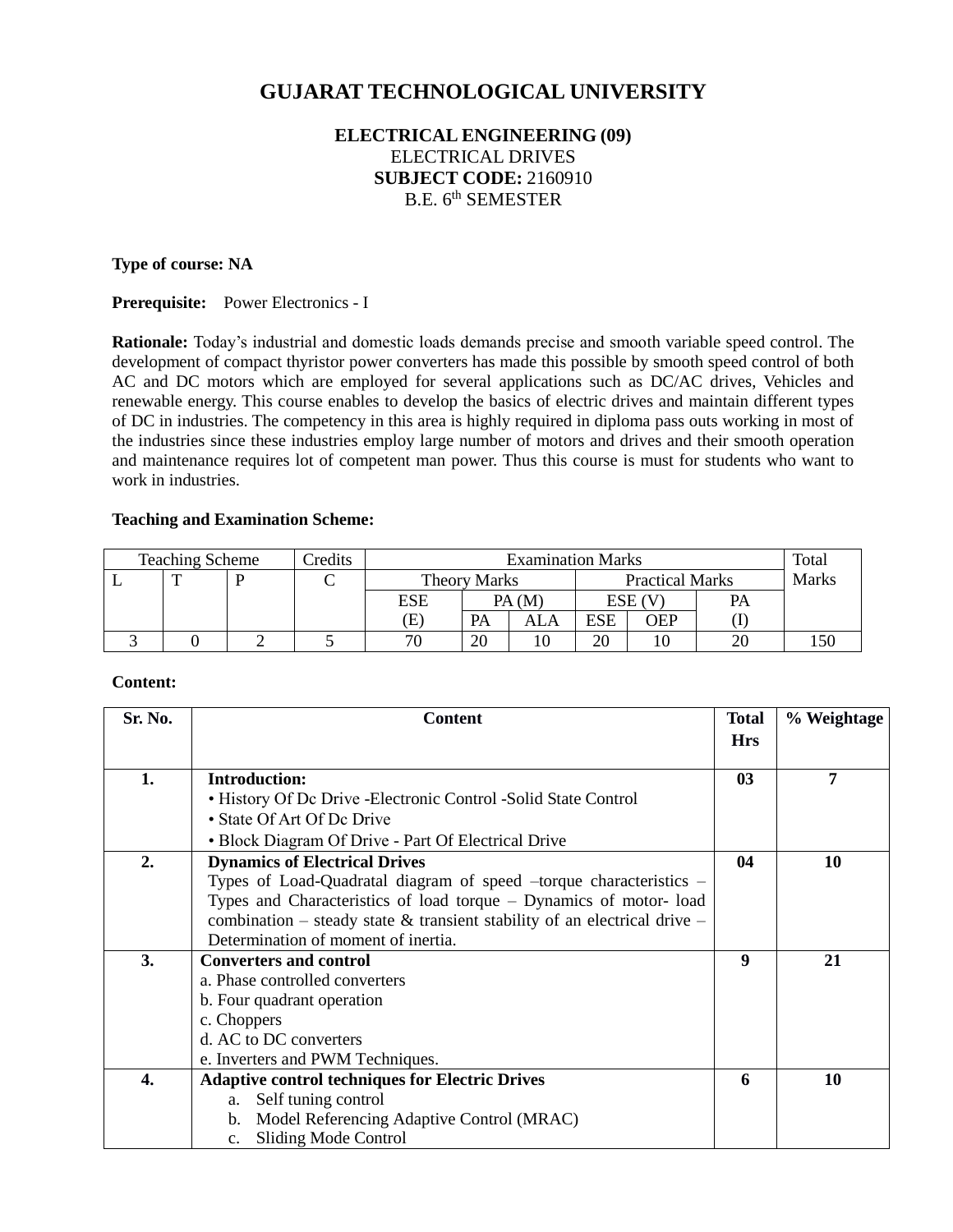# GUJARAT TECHNOLOGICAL UNIVERSITY

**ELECTRICAL ENGINEERING (09)**
ELECTRICAL DRIVES
**SUBJECT CODE:** 2160910
B.E. 6th SEMESTER

**Type of course: NA**

**Prerequisite:** Power Electronics - I

**Rationale:** Today's industrial and domestic loads demands precise and smooth variable speed control. The development of compact thyristor power converters has made this possible by smooth speed control of both AC and DC motors which are employed for several applications such as DC/AC drives, Vehicles and renewable energy. This course enables to develop the basics of electric drives and maintain different types of DC in industries. The competency in this area is highly required in diploma pass outs working in most of the industries since these industries employ large number of motors and drives and their smooth operation and maintenance requires lot of competent man power. Thus this course is must for students who want to work in industries.

**Teaching and Examination Scheme:**

| Teaching Scheme | | | Credits | Examination Marks | | | | | | Total Marks |
|---|---|---|---|---|---|---|---|---|---|---|
| L | T | P | C | Theory Marks | | | Practical Marks | | | |
| | | | | ESE (E) | PA (M) | | ESE (V) | | PA (I) | |
| | | | | | PA | ALA | ESE | OEP | | |
| 3 | 0 | 2 | 5 | 70 | 20 | 10 | 20 | 10 | 20 | 150 |

**Content:**

| Sr. No. | Content | Total Hrs | % Weightage |
|---|---|---|---|
| **1.** | **Introduction:**<br>• History Of Dc Drive -Electronic Control -Solid State Control<br>• State Of Art Of Dc Drive<br>• Block Diagram Of Drive - Part Of Electrical Drive | **03** | **7** |
| **2.** | **Dynamics of Electrical Drives**<br>Types of Load-Quadratal diagram of speed –torque characteristics – Types and Characteristics of load torque – Dynamics of motor- load combination – steady state & transient stability of an electrical drive – Determination of moment of inertia. | **04** | **10** |
| **3.** | **Converters and control**<br>a. Phase controlled converters<br>b. Four quadrant operation<br>c. Choppers<br>d. AC to DC converters<br>e. Inverters and PWM Techniques. | **9** | **21** |
| **4.** | **Adaptive control techniques for Electric Drives**<br>a. Self tuning control<br>b. Model Referencing Adaptive Control (MRAC)<br>c. Sliding Mode Control | **6** | **10** |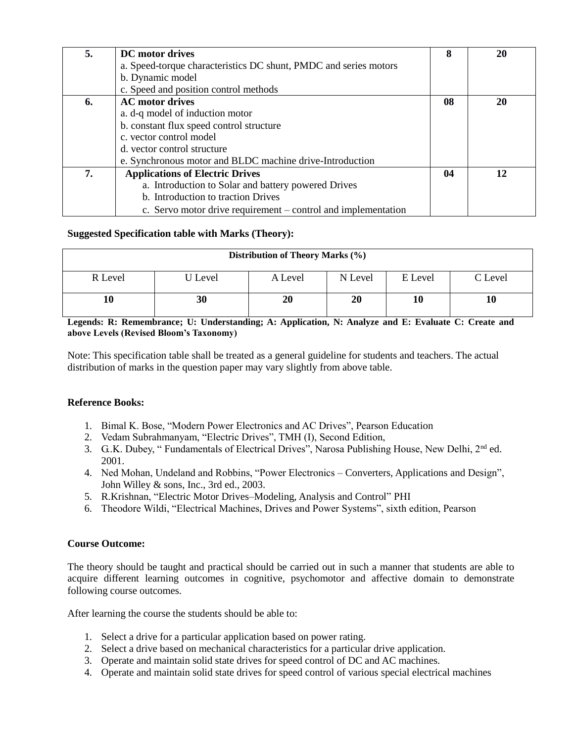| 5. | **DC motor drives**<br>a. Speed-torque characteristics DC shunt, PMDC and series motors<br>b. Dynamic model<br>c. Speed and position control methods | **8** | **20** |
|---|---|---|---|
| **6.** | **AC motor drives**<br>a. d-q model of induction motor<br>b. constant flux speed control structure<br>c. vector control model<br>d. vector control structure<br>e. Synchronous motor and BLDC machine drive-Introduction | **08** | **20** |
| **7.** | **Applications of Electric Drives**<br>a. Introduction to Solar and battery powered Drives<br>b. Introduction to traction Drives<br>c. Servo motor drive requirement – control and implementation | **04** | **12** |

**Suggested Specification table with Marks (Theory):**

| **Distribution of Theory Marks (%)** | | | | | |
|---|---|---|---|---|---|
| R Level | U Level | A Level | N Level | E Level | C Level |
| **10** | **30** | **20** | **20** | **10** | **10** |

**Legends: R: Remembrance; U: Understanding; A: Application, N: Analyze and E: Evaluate C: Create and above Levels (Revised Bloom's Taxonomy)**

Note: This specification table shall be treated as a general guideline for students and teachers. The actual distribution of marks in the question paper may vary slightly from above table.

**Reference Books:**

1. Bimal K. Bose, "Modern Power Electronics and AC Drives", Pearson Education
2. Vedam Subrahmanyam, "Electric Drives", TMH (I), Second Edition,
3. G..K. Dubey, " Fundamentals of Electrical Drives", Narosa Publishing House, New Delhi, 2nd ed. 2001.
4. Ned Mohan, Undeland and Robbins, "Power Electronics – Converters, Applications and Design", John Willey & sons, Inc., 3rd ed., 2003.
5. R.Krishnan, "Electric Motor Drives–Modeling, Analysis and Control" PHI
6. Theodore Wildi, "Electrical Machines, Drives and Power Systems", sixth edition, Pearson

**Course Outcome:**

The theory should be taught and practical should be carried out in such a manner that students are able to acquire different learning outcomes in cognitive, psychomotor and affective domain to demonstrate following course outcomes.

After learning the course the students should be able to:

1. Select a drive for a particular application based on power rating.
2. Select a drive based on mechanical characteristics for a particular drive application.
3. Operate and maintain solid state drives for speed control of DC and AC machines.
4. Operate and maintain solid state drives for speed control of various special electrical machines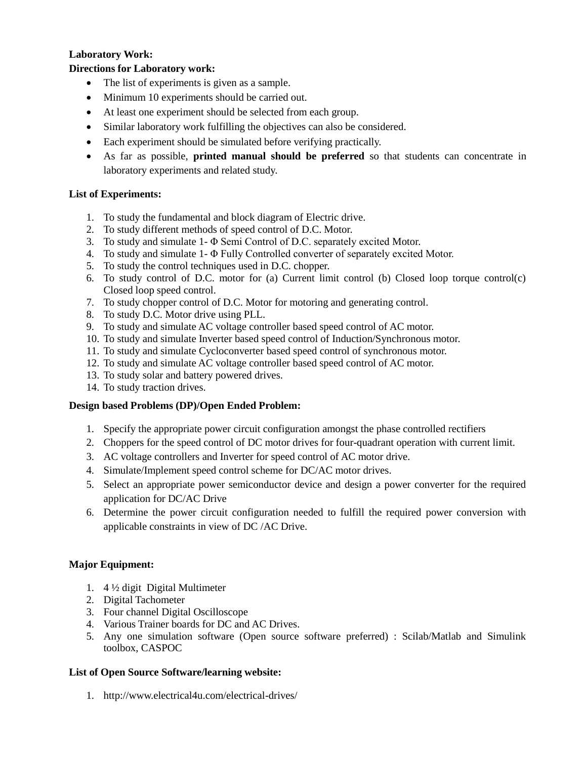**Laboratory Work:**

**Directions for Laboratory work:**

- The list of experiments is given as a sample.
- Minimum 10 experiments should be carried out.
- At least one experiment should be selected from each group.
- Similar laboratory work fulfilling the objectives can also be considered.
- Each experiment should be simulated before verifying practically.
- As far as possible, **printed manual should be preferred** so that students can concentrate in laboratory experiments and related study.

**List of Experiments:**

1. To study the fundamental and block diagram of Electric drive.
2. To study different methods of speed control of D.C. Motor.
3. To study and simulate 1- Φ Semi Control of D.C. separately excited Motor.
4. To study and simulate 1- Φ Fully Controlled converter of separately excited Motor.
5. To study the control techniques used in D.C. chopper.
6. To study control of D.C. motor for (a) Current limit control (b) Closed loop torque control(c) Closed loop speed control.
7. To study chopper control of D.C. Motor for motoring and generating control.
8. To study D.C. Motor drive using PLL.
9. To study and simulate AC voltage controller based speed control of AC motor.
10. To study and simulate Inverter based speed control of Induction/Synchronous motor.
11. To study and simulate Cycloconverter based speed control of synchronous motor.
12. To study and simulate AC voltage controller based speed control of AC motor.
13. To study solar and battery powered drives.
14. To study traction drives.

**Design based Problems (DP)/Open Ended Problem:**

1. Specify the appropriate power circuit configuration amongst the phase controlled rectifiers
2. Choppers for the speed control of DC motor drives for four-quadrant operation with current limit.
3. AC voltage controllers and Inverter for speed control of AC motor drive.
4. Simulate/Implement speed control scheme for DC/AC motor drives.
5. Select an appropriate power semiconductor device and design a power converter for the required application for DC/AC Drive
6. Determine the power circuit configuration needed to fulfill the required power conversion with applicable constraints in view of DC /AC Drive.

**Major Equipment:**

1. 4 ½ digit Digital Multimeter
2. Digital Tachometer
3. Four channel Digital Oscilloscope
4. Various Trainer boards for DC and AC Drives.
5. Any one simulation software (Open source software preferred) : Scilab/Matlab and Simulink toolbox, CASPOC

**List of Open Source Software/learning website:**

1. http://www.electrical4u.com/electrical-drives/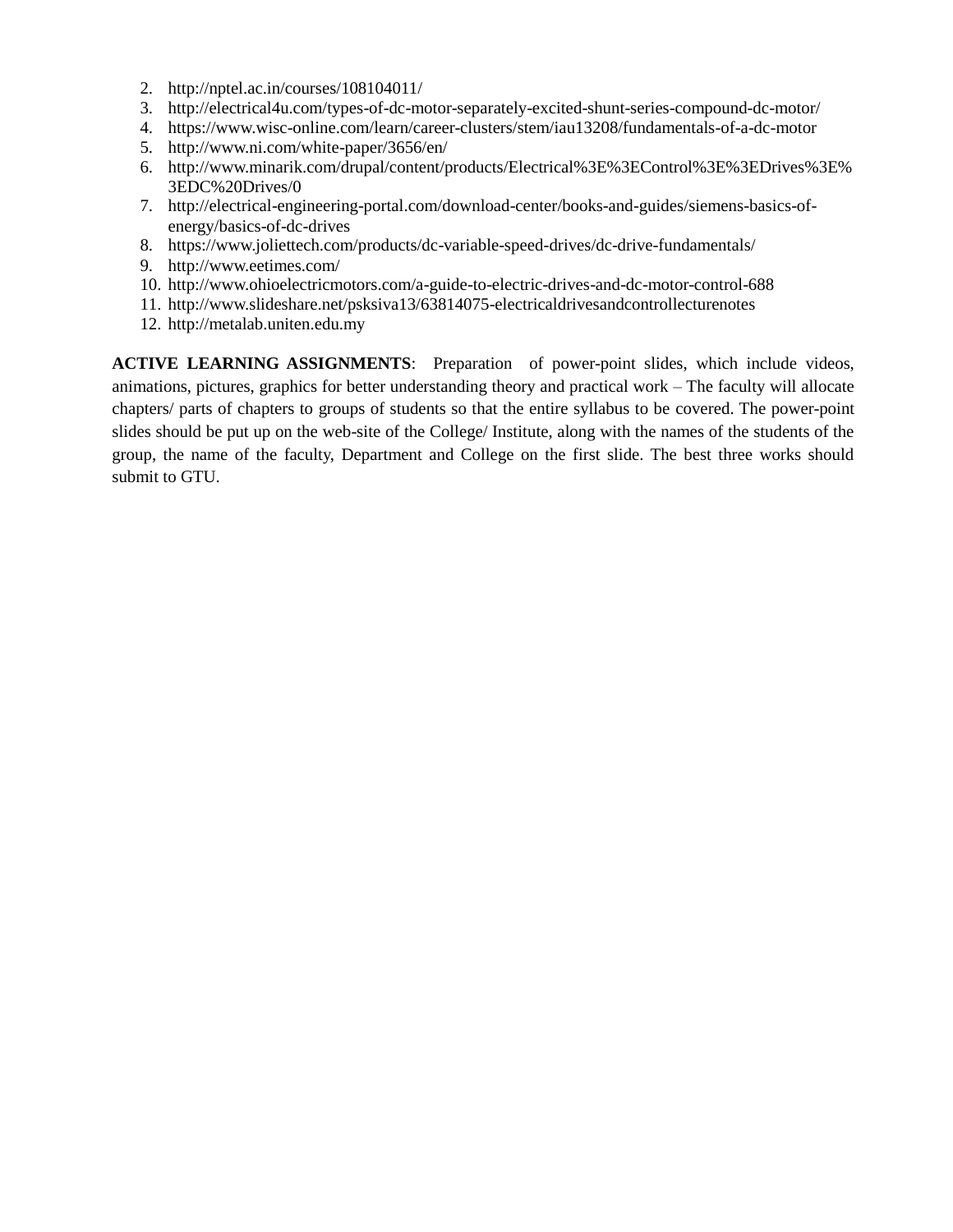2. http://nptel.ac.in/courses/108104011/
3. http://electrical4u.com/types-of-dc-motor-separately-excited-shunt-series-compound-dc-motor/
4. https://www.wisc-online.com/learn/career-clusters/stem/iau13208/fundamentals-of-a-dc-motor
5. http://www.ni.com/white-paper/3656/en/
6. http://www.minarik.com/drupal/content/products/Electrical%3E%3EControl%3E%3EDrives%3E%3EDC%20Drives/0
7. http://electrical-engineering-portal.com/download-center/books-and-guides/siemens-basics-of-energy/basics-of-dc-drives
8. https://www.joliettech.com/products/dc-variable-speed-drives/dc-drive-fundamentals/
9. http://www.eetimes.com/
10. http://www.ohioelectricmotors.com/a-guide-to-electric-drives-and-dc-motor-control-688
11. http://www.slideshare.net/psksiva13/63814075-electricaldrivesandcontrollecturenotes
12. http://metalab.uniten.edu.my

**ACTIVE LEARNING ASSIGNMENTS**: Preparation of power-point slides, which include videos, animations, pictures, graphics for better understanding theory and practical work – The faculty will allocate chapters/ parts of chapters to groups of students so that the entire syllabus to be covered. The power-point slides should be put up on the web-site of the College/ Institute, along with the names of the students of the group, the name of the faculty, Department and College on the first slide. The best three works should submit to GTU.